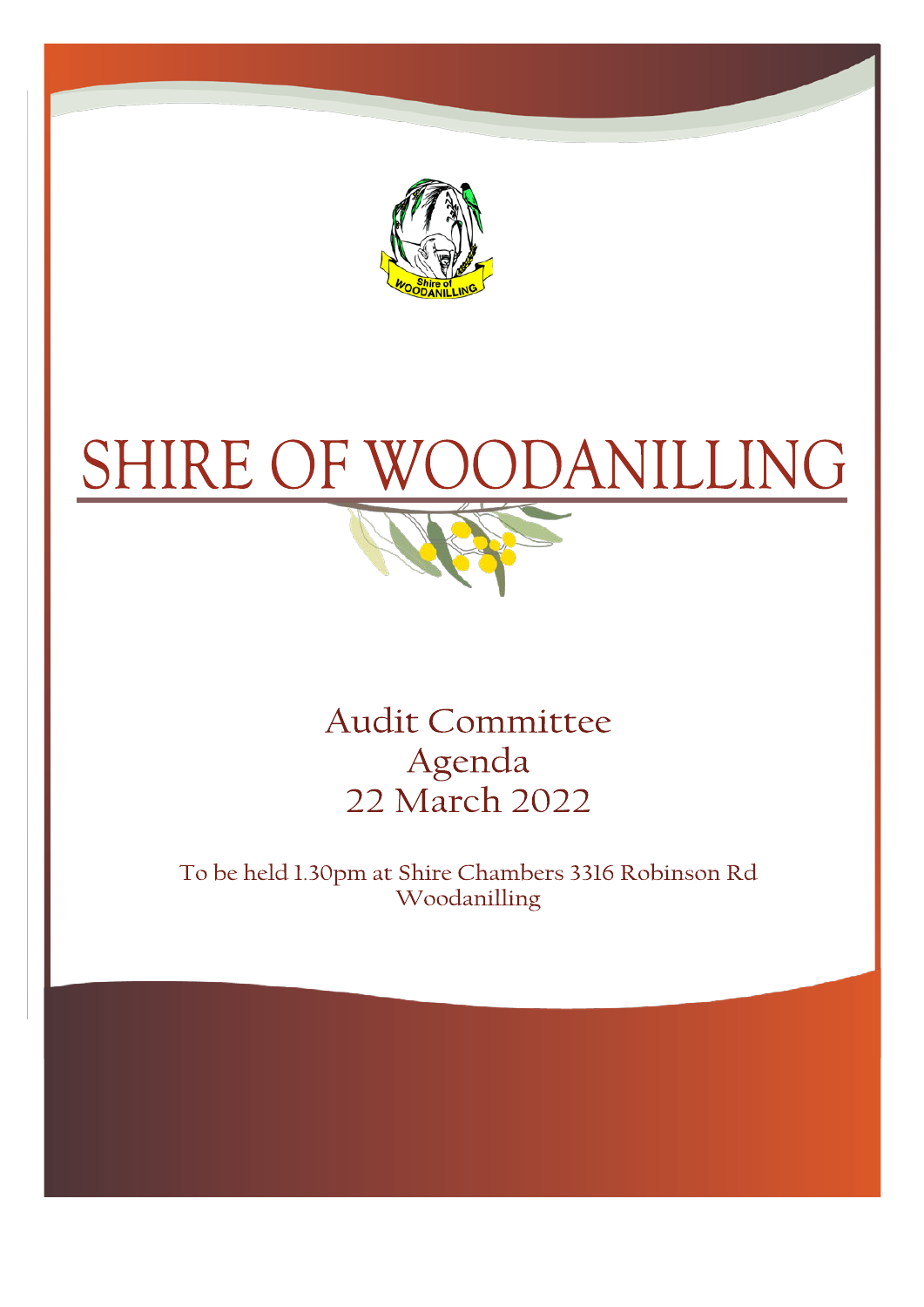# SHIRE OF WOODANILLING

## Audit Committee Agenda 22 March 2022

To be held 1.30pm at Shire Chambers 3316 Robinson Rd Woodanilling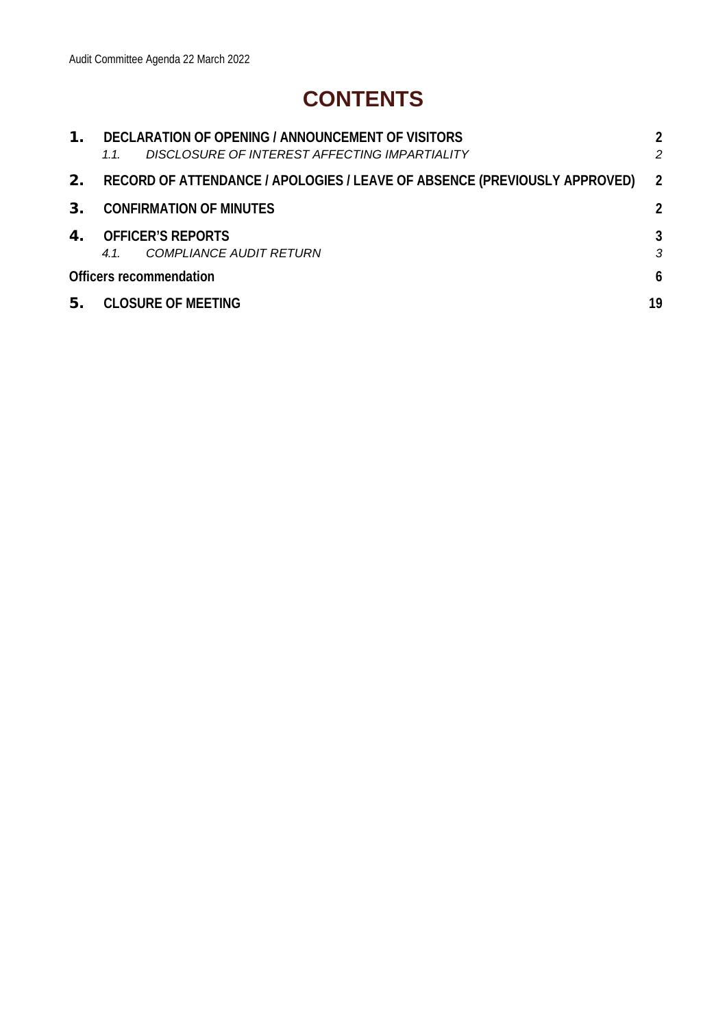# CONTENTS

| | | |
|---|---|---|
| **1.** | **DECLARATION OF OPENING / ANNOUNCEMENT OF VISITORS** | **2** |
| | *1.1. DISCLOSURE OF INTEREST AFFECTING IMPARTIALITY* | *2* |
| **2.** | **RECORD OF ATTENDANCE / APOLOGIES / LEAVE OF ABSENCE (PREVIOUSLY APPROVED)** | **2** |
| **3.** | **CONFIRMATION OF MINUTES** | **2** |
| **4.** | **OFFICER'S REPORTS** | **3** |
| | *4.1. COMPLIANCE AUDIT RETURN* | *3* |
| **Officers recommendation** | | **6** |
| **5.** | **CLOSURE OF MEETING** | **19** |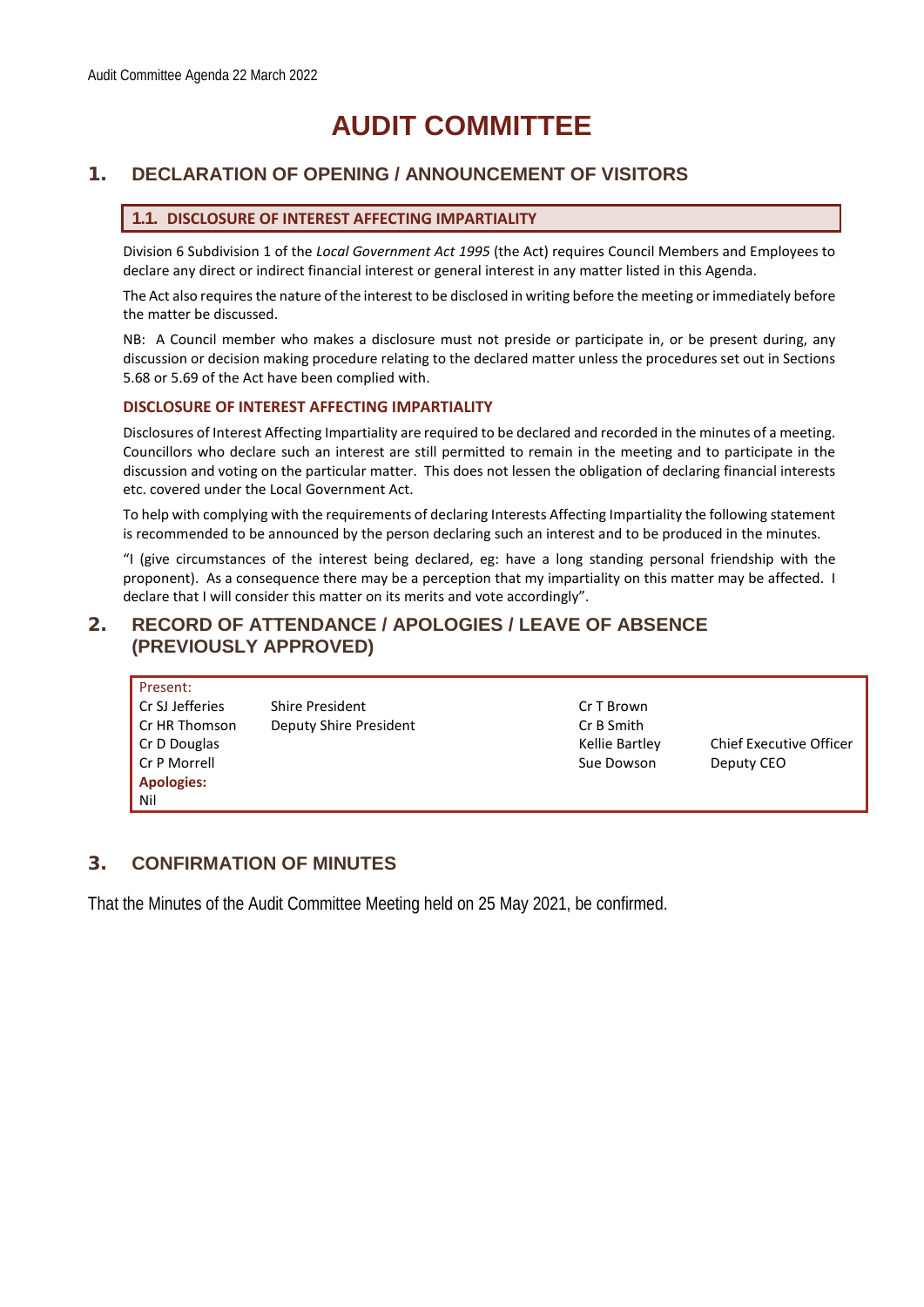# AUDIT COMMITTEE

## 1. DECLARATION OF OPENING / ANNOUNCEMENT OF VISITORS

### 1.1. DISCLOSURE OF INTEREST AFFECTING IMPARTIALITY

Division 6 Subdivision 1 of the *Local Government Act 1995* (the Act) requires Council Members and Employees to declare any direct or indirect financial interest or general interest in any matter listed in this Agenda.

The Act also requires the nature of the interest to be disclosed in writing before the meeting or immediately before the matter be discussed.

NB: A Council member who makes a disclosure must not preside or participate in, or be present during, any discussion or decision making procedure relating to the declared matter unless the procedures set out in Sections 5.68 or 5.69 of the Act have been complied with.

**DISCLOSURE OF INTEREST AFFECTING IMPARTIALITY**

Disclosures of Interest Affecting Impartiality are required to be declared and recorded in the minutes of a meeting. Councillors who declare such an interest are still permitted to remain in the meeting and to participate in the discussion and voting on the particular matter. This does not lessen the obligation of declaring financial interests etc. covered under the Local Government Act.

To help with complying with the requirements of declaring Interests Affecting Impartiality the following statement is recommended to be announced by the person declaring such an interest and to be produced in the minutes.

"I (give circumstances of the interest being declared, eg: have a long standing personal friendship with the proponent). As a consequence there may be a perception that my impartiality on this matter may be affected. I declare that I will consider this matter on its merits and vote accordingly".

## 2. RECORD OF ATTENDANCE / APOLOGIES / LEAVE OF ABSENCE (PREVIOUSLY APPROVED)

Present:

| | | | |
|---|---|---|---|
| Cr SJ Jefferies | Shire President | Cr T Brown | |
| Cr HR Thomson | Deputy Shire President | Cr B Smith | |
| Cr D Douglas | | Kellie Bartley | Chief Executive Officer |
| Cr P Morrell | | Sue Dowson | Deputy CEO |

**Apologies:**

Nil

## 3. CONFIRMATION OF MINUTES

That the Minutes of the Audit Committee Meeting held on 25 May 2021, be confirmed.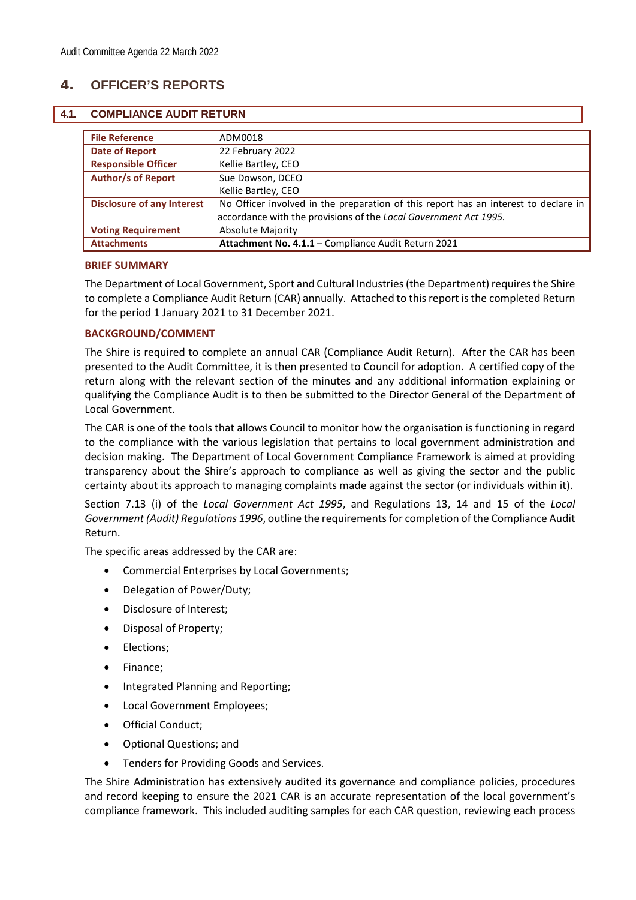# 4. OFFICER'S REPORTS

## 4.1. COMPLIANCE AUDIT RETURN

| | |
|---|---|
| **File Reference** | ADM0018 |
| **Date of Report** | 22 February 2022 |
| **Responsible Officer** | Kellie Bartley, CEO |
| **Author/s of Report** | Sue Dowson, DCEO<br>Kellie Bartley, CEO |
| **Disclosure of any Interest** | No Officer involved in the preparation of this report has an interest to declare in accordance with the provisions of the *Local Government Act 1995.* |
| **Voting Requirement** | Absolute Majority |
| **Attachments** | **Attachment No. 4.1.1** – Compliance Audit Return 2021 |

### BRIEF SUMMARY

The Department of Local Government, Sport and Cultural Industries (the Department) requires the Shire to complete a Compliance Audit Return (CAR) annually. Attached to this report is the completed Return for the period 1 January 2021 to 31 December 2021.

### BACKGROUND/COMMENT

The Shire is required to complete an annual CAR (Compliance Audit Return). After the CAR has been presented to the Audit Committee, it is then presented to Council for adoption. A certified copy of the return along with the relevant section of the minutes and any additional information explaining or qualifying the Compliance Audit is to then be submitted to the Director General of the Department of Local Government.

The CAR is one of the tools that allows Council to monitor how the organisation is functioning in regard to the compliance with the various legislation that pertains to local government administration and decision making. The Department of Local Government Compliance Framework is aimed at providing transparency about the Shire's approach to compliance as well as giving the sector and the public certainty about its approach to managing complaints made against the sector (or individuals within it).

Section 7.13 (i) of the *Local Government Act 1995*, and Regulations 13, 14 and 15 of the *Local Government (Audit) Regulations 1996*, outline the requirements for completion of the Compliance Audit Return.

The specific areas addressed by the CAR are:

- Commercial Enterprises by Local Governments;
- Delegation of Power/Duty;
- Disclosure of Interest;
- Disposal of Property;
- Elections;
- Finance;
- Integrated Planning and Reporting;
- Local Government Employees;
- Official Conduct;
- Optional Questions; and
- Tenders for Providing Goods and Services.

The Shire Administration has extensively audited its governance and compliance policies, procedures and record keeping to ensure the 2021 CAR is an accurate representation of the local government's compliance framework. This included auditing samples for each CAR question, reviewing each process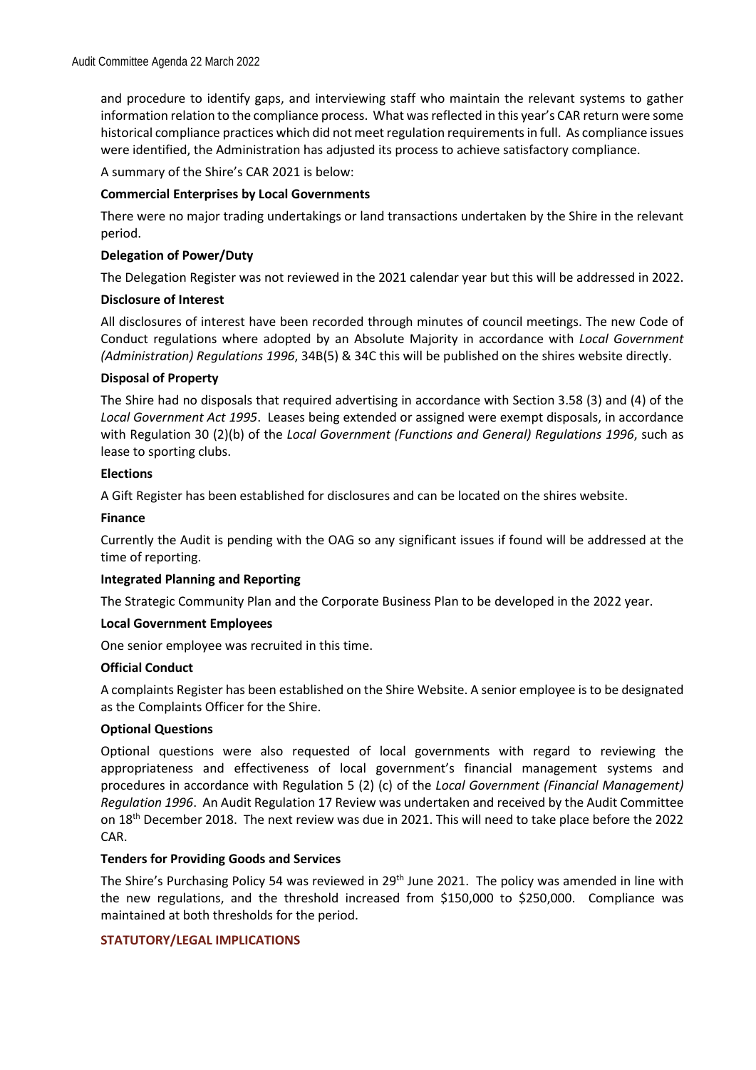and procedure to identify gaps, and interviewing staff who maintain the relevant systems to gather information relation to the compliance process. What was reflected in this year's CAR return were some historical compliance practices which did not meet regulation requirements in full. As compliance issues were identified, the Administration has adjusted its process to achieve satisfactory compliance.

A summary of the Shire's CAR 2021 is below:

**Commercial Enterprises by Local Governments**

There were no major trading undertakings or land transactions undertaken by the Shire in the relevant period.

**Delegation of Power/Duty**

The Delegation Register was not reviewed in the 2021 calendar year but this will be addressed in 2022.

**Disclosure of Interest**

All disclosures of interest have been recorded through minutes of council meetings. The new Code of Conduct regulations where adopted by an Absolute Majority in accordance with *Local Government (Administration) Regulations 1996*, 34B(5) & 34C this will be published on the shires website directly.

**Disposal of Property**

The Shire had no disposals that required advertising in accordance with Section 3.58 (3) and (4) of the *Local Government Act 1995*. Leases being extended or assigned were exempt disposals, in accordance with Regulation 30 (2)(b) of the *Local Government (Functions and General) Regulations 1996*, such as lease to sporting clubs.

**Elections**

A Gift Register has been established for disclosures and can be located on the shires website.

**Finance**

Currently the Audit is pending with the OAG so any significant issues if found will be addressed at the time of reporting.

**Integrated Planning and Reporting**

The Strategic Community Plan and the Corporate Business Plan to be developed in the 2022 year.

**Local Government Employees**

One senior employee was recruited in this time.

**Official Conduct**

A complaints Register has been established on the Shire Website. A senior employee is to be designated as the Complaints Officer for the Shire.

**Optional Questions**

Optional questions were also requested of local governments with regard to reviewing the appropriateness and effectiveness of local government's financial management systems and procedures in accordance with Regulation 5 (2) (c) of the *Local Government (Financial Management) Regulation 1996*. An Audit Regulation 17 Review was undertaken and received by the Audit Committee on 18th December 2018. The next review was due in 2021. This will need to take place before the 2022 CAR.

**Tenders for Providing Goods and Services**

The Shire's Purchasing Policy 54 was reviewed in 29th June 2021. The policy was amended in line with the new regulations, and the threshold increased from $150,000 to $250,000. Compliance was maintained at both thresholds for the period.

**STATUTORY/LEGAL IMPLICATIONS**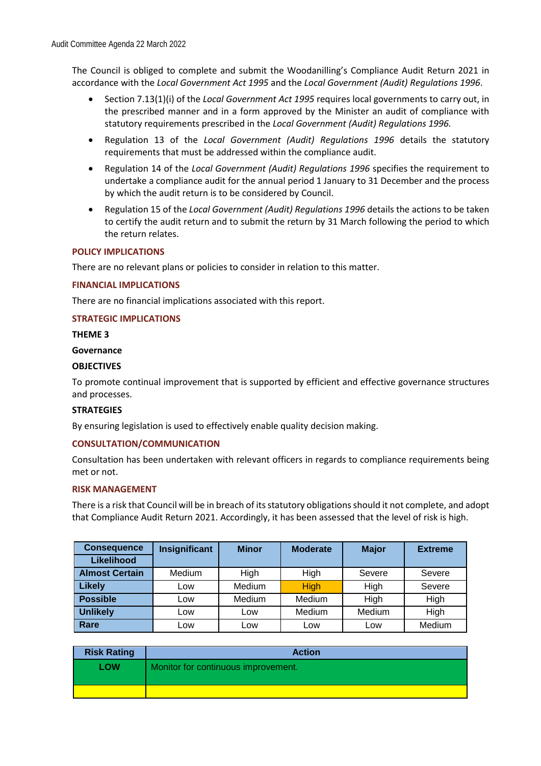The Council is obliged to complete and submit the Woodanilling's Compliance Audit Return 2021 in accordance with the *Local Government Act 1995* and the *Local Government (Audit) Regulations 1996*.

- Section 7.13(1)(i) of the *Local Government Act 1995* requires local governments to carry out, in the prescribed manner and in a form approved by the Minister an audit of compliance with statutory requirements prescribed in the *Local Government (Audit) Regulations 1996.*
- Regulation 13 of the *Local Government (Audit) Regulations 1996* details the statutory requirements that must be addressed within the compliance audit.
- Regulation 14 of the *Local Government (Audit) Regulations 1996* specifies the requirement to undertake a compliance audit for the annual period 1 January to 31 December and the process by which the audit return is to be considered by Council.
- Regulation 15 of the *Local Government (Audit) Regulations 1996* details the actions to be taken to certify the audit return and to submit the return by 31 March following the period to which the return relates.

## POLICY IMPLICATIONS

There are no relevant plans or policies to consider in relation to this matter.

## FINANCIAL IMPLICATIONS

There are no financial implications associated with this report.

## STRATEGIC IMPLICATIONS

**THEME 3**

**Governance**

**OBJECTIVES**

To promote continual improvement that is supported by efficient and effective governance structures and processes.

**STRATEGIES**

By ensuring legislation is used to effectively enable quality decision making.

## CONSULTATION/COMMUNICATION

Consultation has been undertaken with relevant officers in regards to compliance requirements being met or not.

## RISK MANAGEMENT

There is a risk that Council will be in breach of its statutory obligations should it not complete, and adopt that Compliance Audit Return 2021. Accordingly, it has been assessed that the level of risk is high.

| Consequence / Likelihood | Insignificant | Minor | Moderate | Major | Extreme |
|---|---|---|---|---|---|
| **Almost Certain** | Medium | High | High | Severe | Severe |
| **Likely** | Low | Medium | High | High | Severe |
| **Possible** | Low | Medium | Medium | High | High |
| **Unlikely** | Low | Low | Medium | Medium | High |
| **Rare** | Low | Low | Low | Low | Medium |

| Risk Rating | Action |
|---|---|
| **LOW** | Monitor for continuous improvement. |
| | |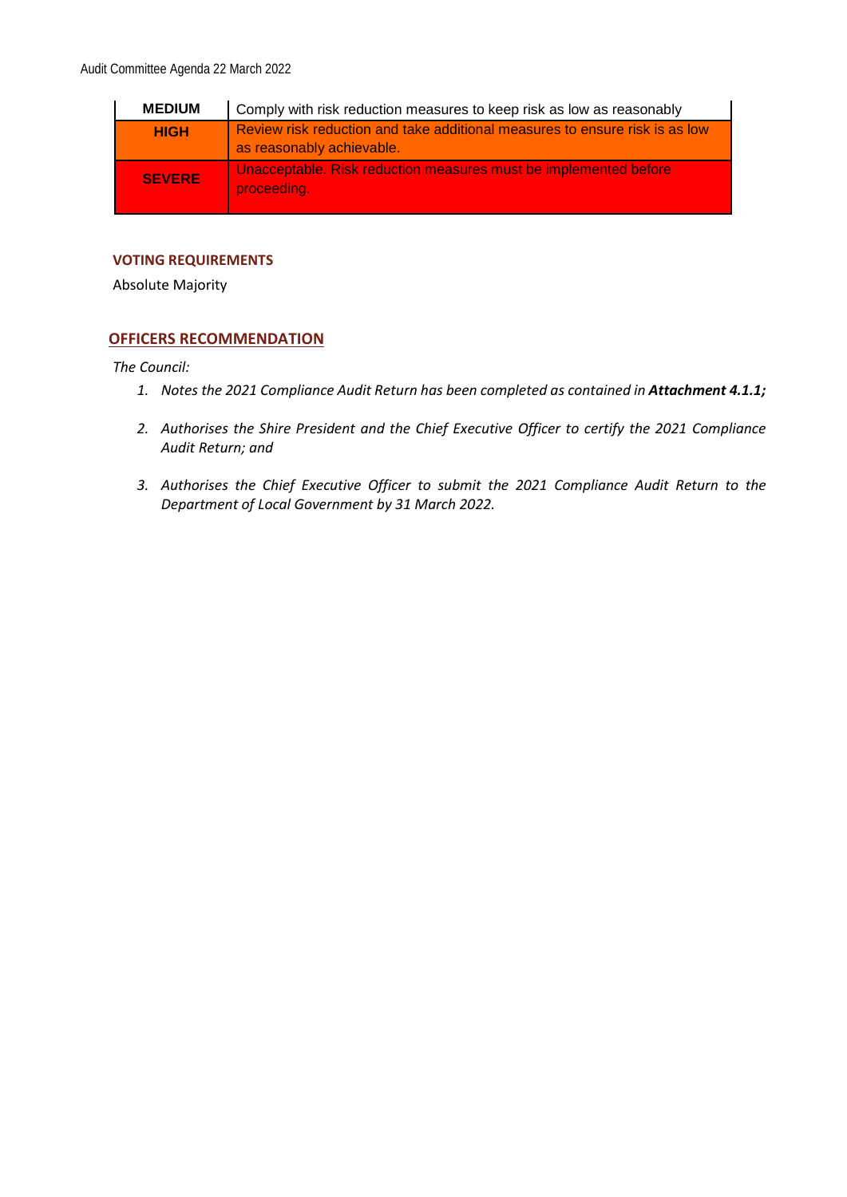| | |
|---|---|
| **MEDIUM** | Comply with risk reduction measures to keep risk as low as reasonably |
| **HIGH** | Review risk reduction and take additional measures to ensure risk is as low as reasonably achievable. |
| **SEVERE** | Unacceptable. Risk reduction measures must be implemented before proceeding. |

**VOTING REQUIREMENTS**

Absolute Majority

## OFFICERS RECOMMENDATION

*The Council:*

1. *Notes the 2021 Compliance Audit Return has been completed as contained in **Attachment 4.1.1;***
2. *Authorises the Shire President and the Chief Executive Officer to certify the 2021 Compliance Audit Return; and*
3. *Authorises the Chief Executive Officer to submit the 2021 Compliance Audit Return to the Department of Local Government by 31 March 2022.*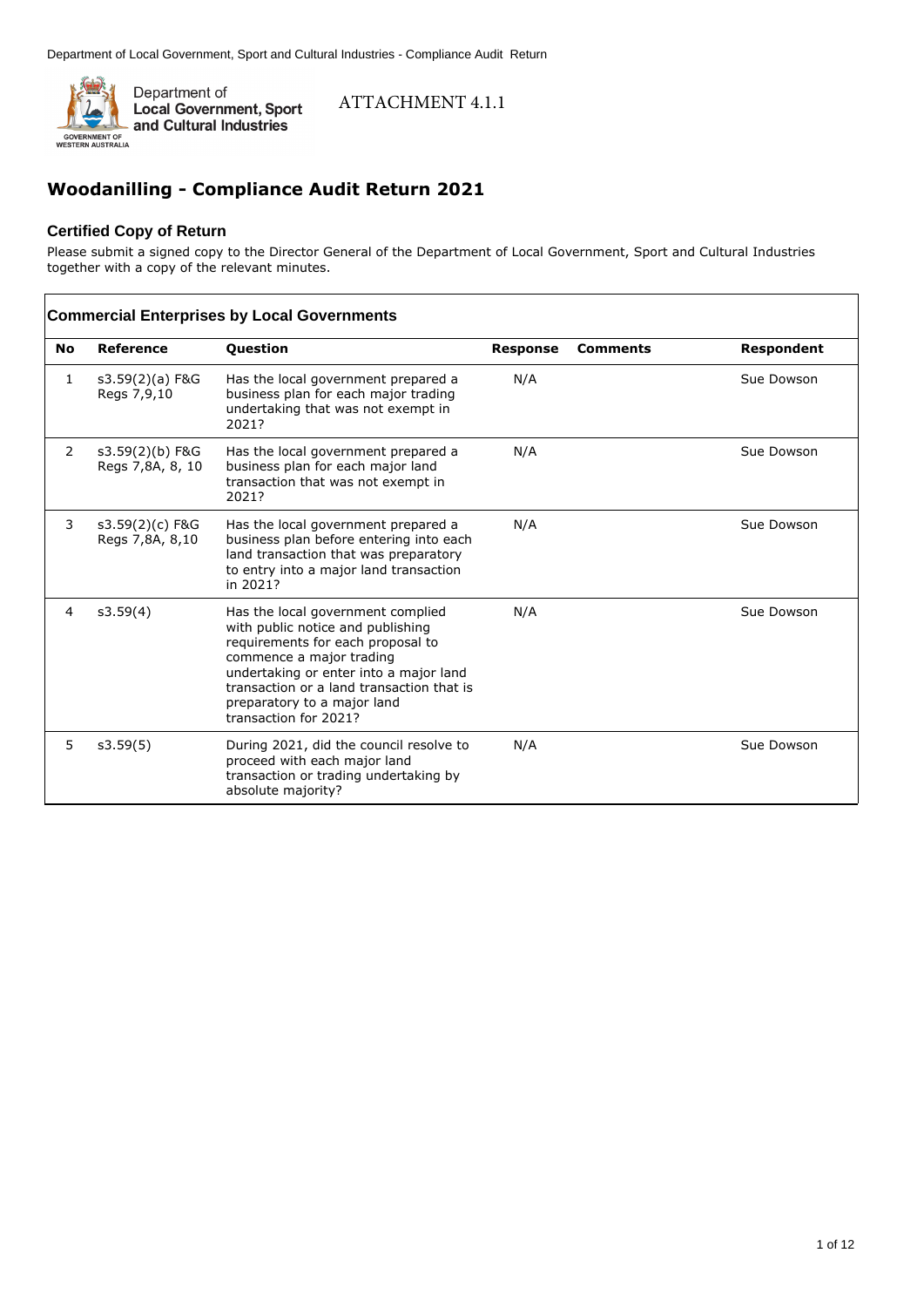Department of Local Government, Sport and Cultural Industries - Compliance Audit Return

Department of Local Government, Sport and Cultural Industries

GOVERNMENT OF WESTERN AUSTRALIA

ATTACHMENT 4.1.1

# Woodanilling - Compliance Audit Return 2021

### Certified Copy of Return

Please submit a signed copy to the Director General of the Department of Local Government, Sport and Cultural Industries together with a copy of the relevant minutes.

### Commercial Enterprises by Local Governments

| No | Reference | Question | Response | Comments | Respondent |
|---|---|---|---|---|---|
| 1 | s3.59(2)(a) F&G Regs 7,9,10 | Has the local government prepared a business plan for each major trading undertaking that was not exempt in 2021? | N/A | | Sue Dowson |
| 2 | s3.59(2)(b) F&G Regs 7,8A, 8, 10 | Has the local government prepared a business plan for each major land transaction that was not exempt in 2021? | N/A | | Sue Dowson |
| 3 | s3.59(2)(c) F&G Regs 7,8A, 8,10 | Has the local government prepared a business plan before entering into each land transaction that was preparatory to entry into a major land transaction in 2021? | N/A | | Sue Dowson |
| 4 | s3.59(4) | Has the local government complied with public notice and publishing requirements for each proposal to commence a major trading undertaking or enter into a major land transaction or a land transaction that is preparatory to a major land transaction for 2021? | N/A | | Sue Dowson |
| 5 | s3.59(5) | During 2021, did the council resolve to proceed with each major land transaction or trading undertaking by absolute majority? | N/A | | Sue Dowson |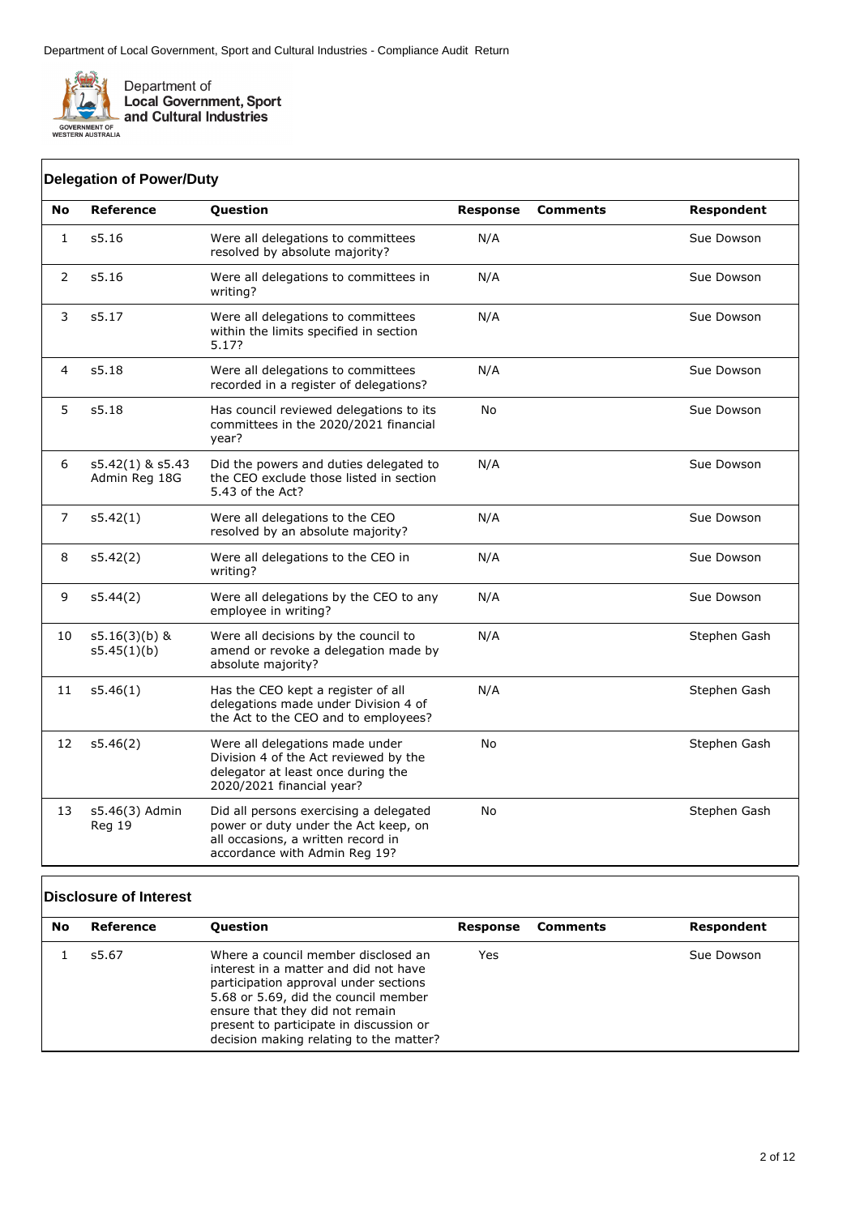## Delegation of Power/Duty

| No | Reference | Question | Response | Comments | Respondent |
|---|---|---|---|---|---|
| 1 | s5.16 | Were all delegations to committees resolved by absolute majority? | N/A | | Sue Dowson |
| 2 | s5.16 | Were all delegations to committees in writing? | N/A | | Sue Dowson |
| 3 | s5.17 | Were all delegations to committees within the limits specified in section 5.17? | N/A | | Sue Dowson |
| 4 | s5.18 | Were all delegations to committees recorded in a register of delegations? | N/A | | Sue Dowson |
| 5 | s5.18 | Has council reviewed delegations to its committees in the 2020/2021 financial year? | No | | Sue Dowson |
| 6 | s5.42(1) & s5.43 Admin Reg 18G | Did the powers and duties delegated to the CEO exclude those listed in section 5.43 of the Act? | N/A | | Sue Dowson |
| 7 | s5.42(1) | Were all delegations to the CEO resolved by an absolute majority? | N/A | | Sue Dowson |
| 8 | s5.42(2) | Were all delegations to the CEO in writing? | N/A | | Sue Dowson |
| 9 | s5.44(2) | Were all delegations by the CEO to any employee in writing? | N/A | | Sue Dowson |
| 10 | s5.16(3)(b) & s5.45(1)(b) | Were all decisions by the council to amend or revoke a delegation made by absolute majority? | N/A | | Stephen Gash |
| 11 | s5.46(1) | Has the CEO kept a register of all delegations made under Division 4 of the Act to the CEO and to employees? | N/A | | Stephen Gash |
| 12 | s5.46(2) | Were all delegations made under Division 4 of the Act reviewed by the delegator at least once during the 2020/2021 financial year? | No | | Stephen Gash |
| 13 | s5.46(3) Admin Reg 19 | Did all persons exercising a delegated power or duty under the Act keep, on all occasions, a written record in accordance with Admin Reg 19? | No | | Stephen Gash |

## Disclosure of Interest

| No | Reference | Question | Response | Comments | Respondent |
|---|---|---|---|---|---|
| 1 | s5.67 | Where a council member disclosed an interest in a matter and did not have participation approval under sections 5.68 or 5.69, did the council member ensure that they did not remain present to participate in discussion or decision making relating to the matter? | Yes | | Sue Dowson |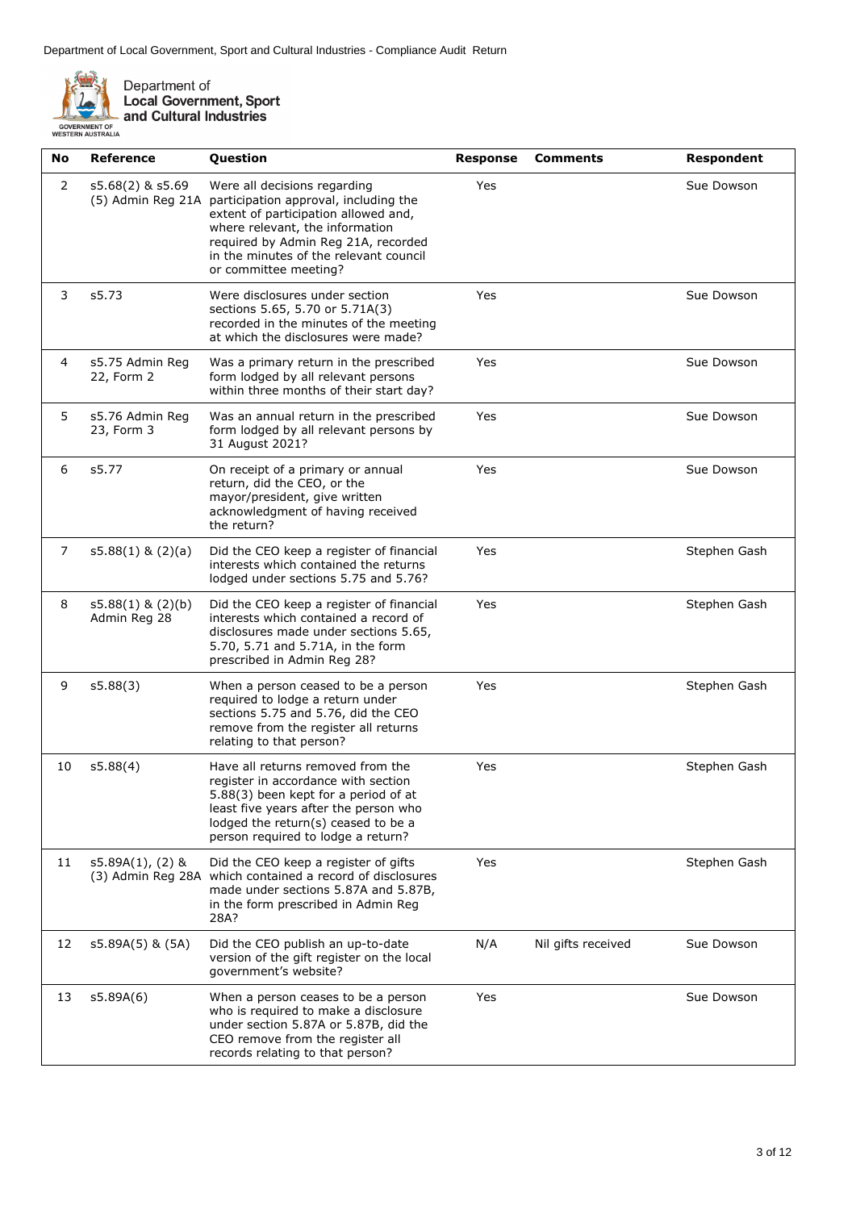| No | Reference | Question | Response | Comments | Respondent |
|---|---|---|---|---|---|
| 2 | s5.68(2) & s5.69 (5) Admin Reg 21A | Were all decisions regarding participation approval, including the extent of participation allowed and, where relevant, the information required by Admin Reg 21A, recorded in the minutes of the relevant council or committee meeting? | Yes | | Sue Dowson |
| 3 | s5.73 | Were disclosures under section sections 5.65, 5.70 or 5.71A(3) recorded in the minutes of the meeting at which the disclosures were made? | Yes | | Sue Dowson |
| 4 | s5.75 Admin Reg 22, Form 2 | Was a primary return in the prescribed form lodged by all relevant persons within three months of their start day? | Yes | | Sue Dowson |
| 5 | s5.76 Admin Reg 23, Form 3 | Was an annual return in the prescribed form lodged by all relevant persons by 31 August 2021? | Yes | | Sue Dowson |
| 6 | s5.77 | On receipt of a primary or annual return, did the CEO, or the mayor/president, give written acknowledgment of having received the return? | Yes | | Sue Dowson |
| 7 | s5.88(1) & (2)(a) | Did the CEO keep a register of financial interests which contained the returns lodged under sections 5.75 and 5.76? | Yes | | Stephen Gash |
| 8 | s5.88(1) & (2)(b) Admin Reg 28 | Did the CEO keep a register of financial interests which contained a record of disclosures made under sections 5.65, 5.70, 5.71 and 5.71A, in the form prescribed in Admin Reg 28? | Yes | | Stephen Gash |
| 9 | s5.88(3) | When a person ceased to be a person required to lodge a return under sections 5.75 and 5.76, did the CEO remove from the register all returns relating to that person? | Yes | | Stephen Gash |
| 10 | s5.88(4) | Have all returns removed from the register in accordance with section 5.88(3) been kept for a period of at least five years after the person who lodged the return(s) ceased to be a person required to lodge a return? | Yes | | Stephen Gash |
| 11 | s5.89A(1), (2) & (3) Admin Reg 28A | Did the CEO keep a register of gifts which contained a record of disclosures made under sections 5.87A and 5.87B, in the form prescribed in Admin Reg 28A? | Yes | | Stephen Gash |
| 12 | s5.89A(5) & (5A) | Did the CEO publish an up-to-date version of the gift register on the local government's website? | N/A | Nil gifts received | Sue Dowson |
| 13 | s5.89A(6) | When a person ceases to be a person who is required to make a disclosure under section 5.87A or 5.87B, did the CEO remove from the register all records relating to that person? | Yes | | Sue Dowson |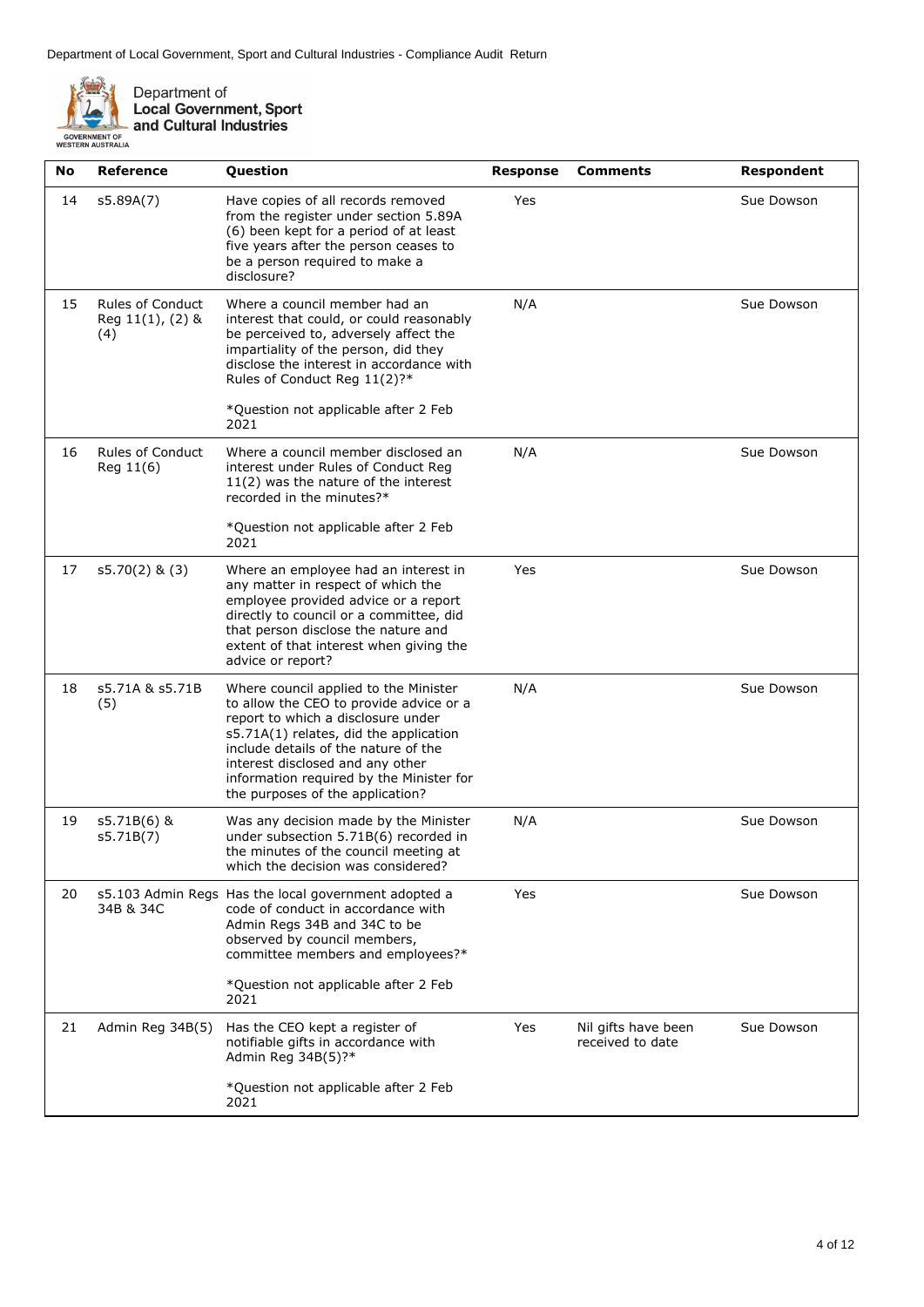| No | Reference | Question | Response | Comments | Respondent |
|---|---|---|---|---|---|
| 14 | s5.89A(7) | Have copies of all records removed from the register under section 5.89A (6) been kept for a period of at least five years after the person ceases to be a person required to make a disclosure? | Yes | | Sue Dowson |
| 15 | Rules of Conduct Reg 11(1), (2) & (4) | Where a council member had an interest that could, or could reasonably be perceived to, adversely affect the impartiality of the person, did they disclose the interest in accordance with Rules of Conduct Reg 11(2)?*<br><br>*Question not applicable after 2 Feb 2021 | N/A | | Sue Dowson |
| 16 | Rules of Conduct Reg 11(6) | Where a council member disclosed an interest under Rules of Conduct Reg 11(2) was the nature of the interest recorded in the minutes?*<br><br>*Question not applicable after 2 Feb 2021 | N/A | | Sue Dowson |
| 17 | s5.70(2) & (3) | Where an employee had an interest in any matter in respect of which the employee provided advice or a report directly to council or a committee, did that person disclose the nature and extent of that interest when giving the advice or report? | Yes | | Sue Dowson |
| 18 | s5.71A & s5.71B (5) | Where council applied to the Minister to allow the CEO to provide advice or a report to which a disclosure under s5.71A(1) relates, did the application include details of the nature of the interest disclosed and any other information required by the Minister for the purposes of the application? | N/A | | Sue Dowson |
| 19 | s5.71B(6) & s5.71B(7) | Was any decision made by the Minister under subsection 5.71B(6) recorded in the minutes of the council meeting at which the decision was considered? | N/A | | Sue Dowson |
| 20 | s5.103 Admin Regs 34B & 34C | Has the local government adopted a code of conduct in accordance with Admin Regs 34B and 34C to be observed by council members, committee members and employees?*<br><br>*Question not applicable after 2 Feb 2021 | Yes | | Sue Dowson |
| 21 | Admin Reg 34B(5) | Has the CEO kept a register of notifiable gifts in accordance with Admin Reg 34B(5)?*<br><br>*Question not applicable after 2 Feb 2021 | Yes | Nil gifts have been received to date | Sue Dowson |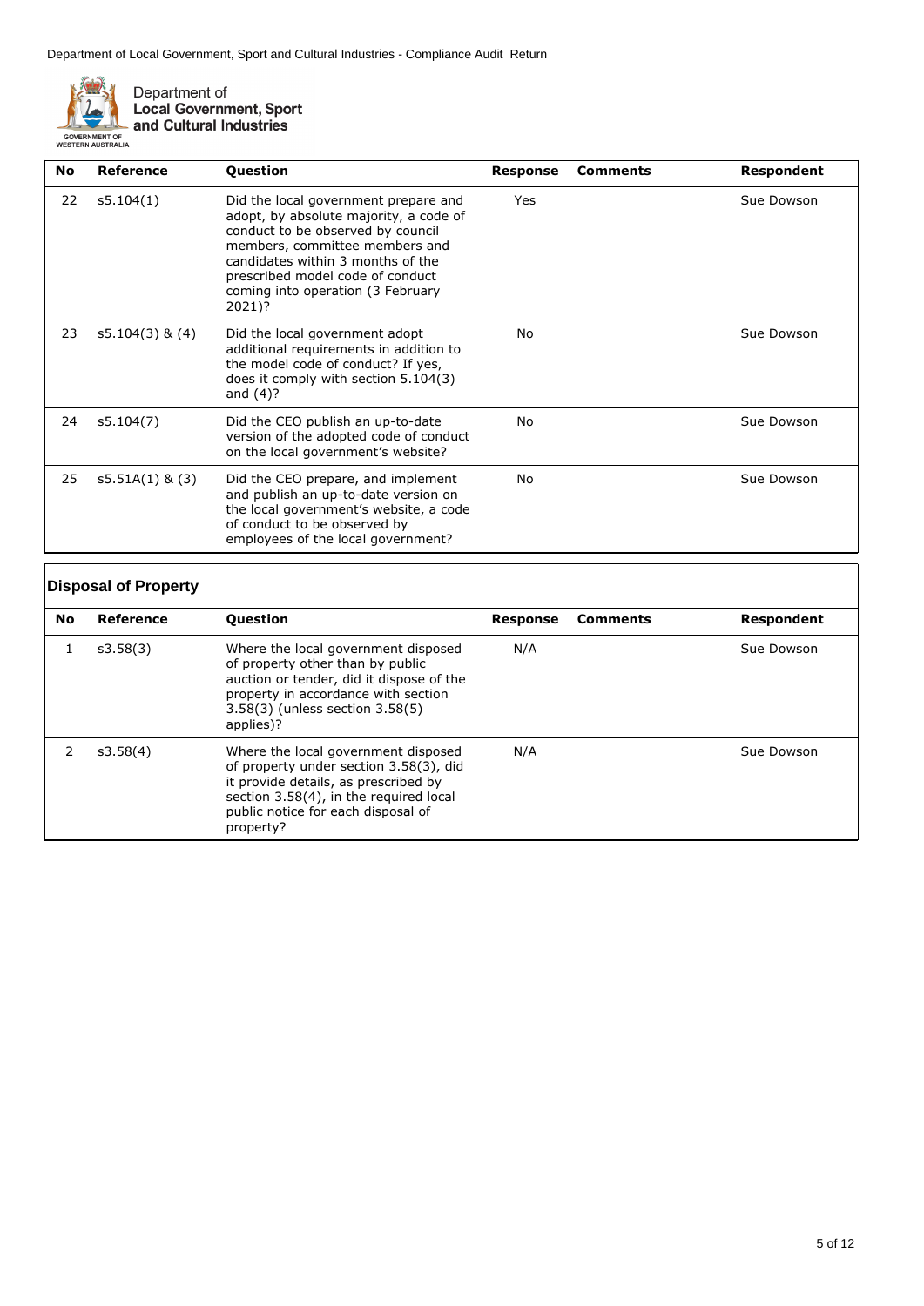| No | Reference | Question | Response | Comments | Respondent |
|---|---|---|---|---|---|
| 22 | s5.104(1) | Did the local government prepare and adopt, by absolute majority, a code of conduct to be observed by council members, committee members and candidates within 3 months of the prescribed model code of conduct coming into operation (3 February 2021)? | Yes | | Sue Dowson |
| 23 | s5.104(3) & (4) | Did the local government adopt additional requirements in addition to the model code of conduct? If yes, does it comply with section 5.104(3) and (4)? | No | | Sue Dowson |
| 24 | s5.104(7) | Did the CEO publish an up-to-date version of the adopted code of conduct on the local government's website? | No | | Sue Dowson |
| 25 | s5.51A(1) & (3) | Did the CEO prepare, and implement and publish an up-to-date version on the local government's website, a code of conduct to be observed by employees of the local government? | No | | Sue Dowson |

## Disposal of Property

| No | Reference | Question | Response | Comments | Respondent |
|---|---|---|---|---|---|
| 1 | s3.58(3) | Where the local government disposed of property other than by public auction or tender, did it dispose of the property in accordance with section 3.58(3) (unless section 3.58(5) applies)? | N/A | | Sue Dowson |
| 2 | s3.58(4) | Where the local government disposed of property under section 3.58(3), did it provide details, as prescribed by section 3.58(4), in the required local public notice for each disposal of property? | N/A | | Sue Dowson |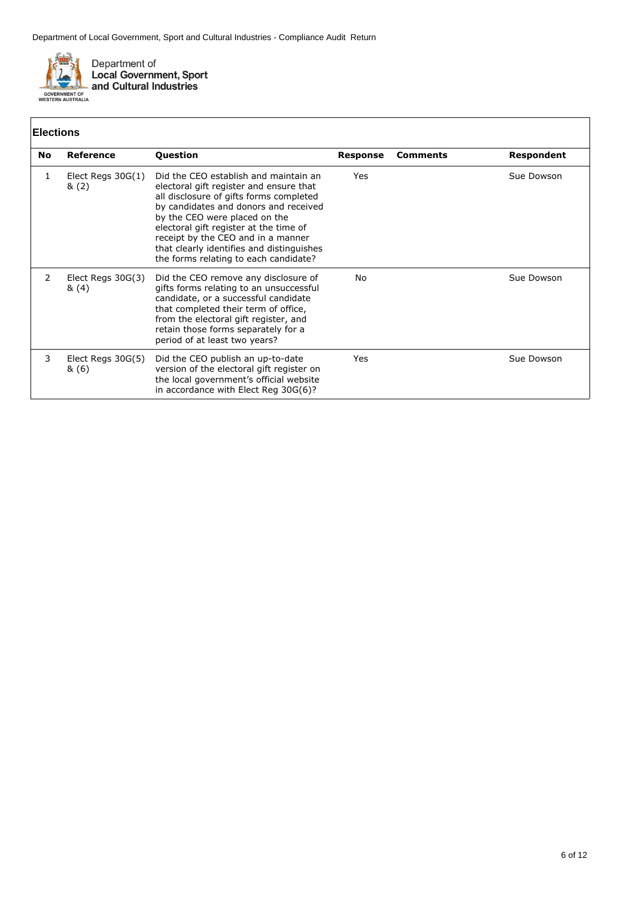## Elections

| No | Reference | Question | Response | Comments | Respondent |
|---|---|---|---|---|---|
| 1 | Elect Regs 30G(1) & (2) | Did the CEO establish and maintain an electoral gift register and ensure that all disclosure of gifts forms completed by candidates and donors and received by the CEO were placed on the electoral gift register at the time of receipt by the CEO and in a manner that clearly identifies and distinguishes the forms relating to each candidate? | Yes | | Sue Dowson |
| 2 | Elect Regs 30G(3) & (4) | Did the CEO remove any disclosure of gifts forms relating to an unsuccessful candidate, or a successful candidate that completed their term of office, from the electoral gift register, and retain those forms separately for a period of at least two years? | No | | Sue Dowson |
| 3 | Elect Regs 30G(5) & (6) | Did the CEO publish an up-to-date version of the electoral gift register on the local government's official website in accordance with Elect Reg 30G(6)? | Yes | | Sue Dowson |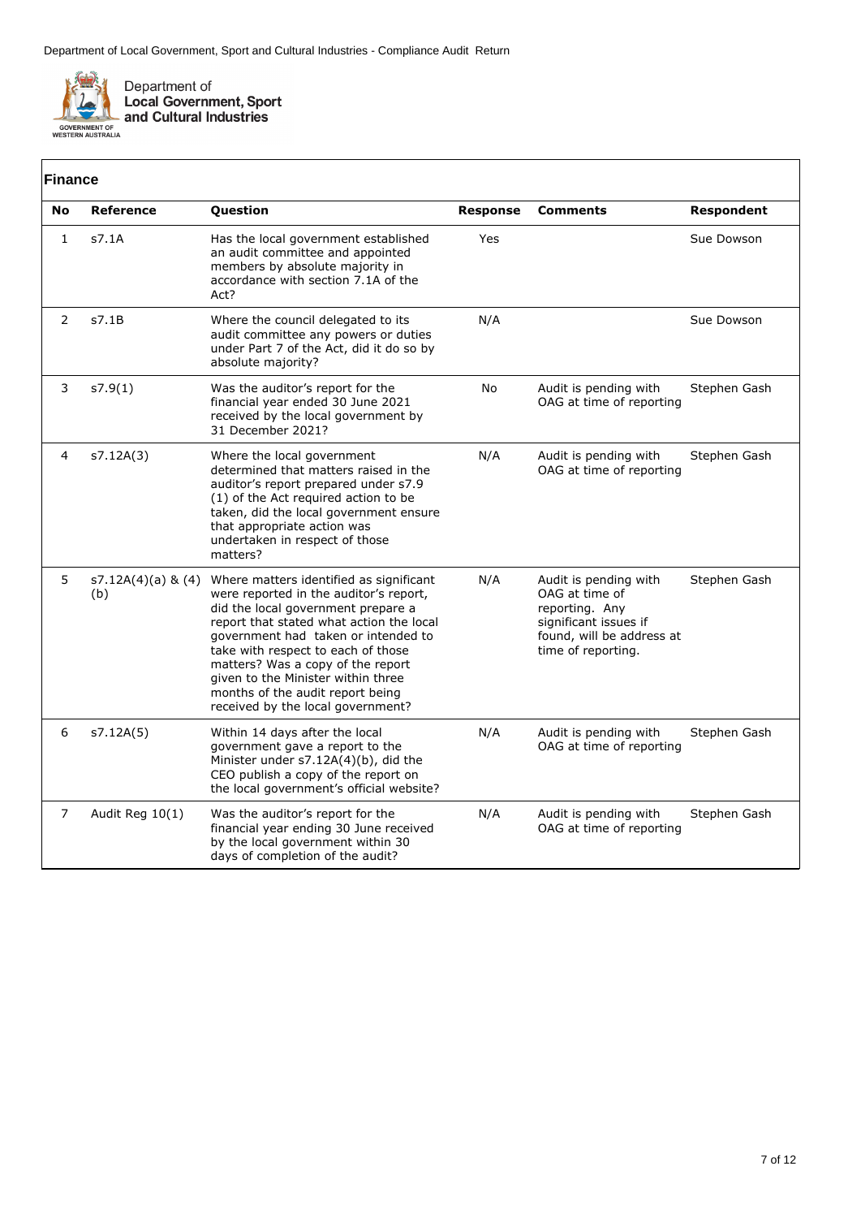## Finance

| No | Reference | Question | Response | Comments | Respondent |
|---|---|---|---|---|---|
| 1 | s7.1A | Has the local government established an audit committee and appointed members by absolute majority in accordance with section 7.1A of the Act? | Yes | | Sue Dowson |
| 2 | s7.1B | Where the council delegated to its audit committee any powers or duties under Part 7 of the Act, did it do so by absolute majority? | N/A | | Sue Dowson |
| 3 | s7.9(1) | Was the auditor's report for the financial year ended 30 June 2021 received by the local government by 31 December 2021? | No | Audit is pending with OAG at time of reporting | Stephen Gash |
| 4 | s7.12A(3) | Where the local government determined that matters raised in the auditor's report prepared under s7.9 (1) of the Act required action to be taken, did the local government ensure that appropriate action was undertaken in respect of those matters? | N/A | Audit is pending with OAG at time of reporting | Stephen Gash |
| 5 | s7.12A(4)(a) & (4)(b) | Where matters identified as significant were reported in the auditor's report, did the local government prepare a report that stated what action the local government had taken or intended to take with respect to each of those matters? Was a copy of the report given to the Minister within three months of the audit report being received by the local government? | N/A | Audit is pending with OAG at time of reporting. Any significant issues if found, will be address at time of reporting. | Stephen Gash |
| 6 | s7.12A(5) | Within 14 days after the local government gave a report to the Minister under s7.12A(4)(b), did the CEO publish a copy of the report on the local government's official website? | N/A | Audit is pending with OAG at time of reporting | Stephen Gash |
| 7 | Audit Reg 10(1) | Was the auditor's report for the financial year ending 30 June received by the local government within 30 days of completion of the audit? | N/A | Audit is pending with OAG at time of reporting | Stephen Gash |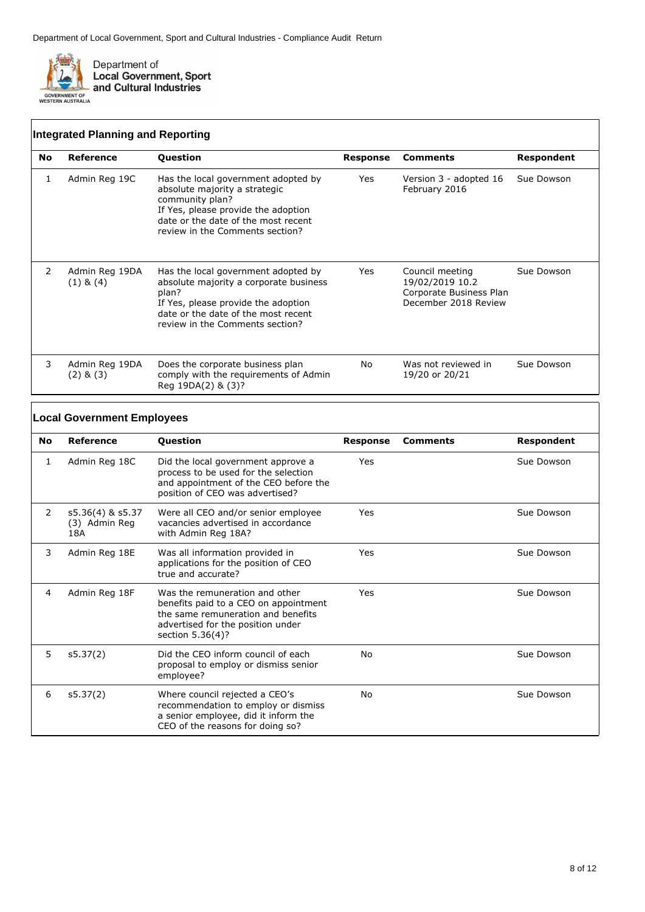## Integrated Planning and Reporting

| No | Reference | Question | Response | Comments | Respondent |
|---|---|---|---|---|---|
| 1 | Admin Reg 19C | Has the local government adopted by absolute majority a strategic community plan? If Yes, please provide the adoption date or the date of the most recent review in the Comments section? | Yes | Version 3 - adopted 16 February 2016 | Sue Dowson |
| 2 | Admin Reg 19DA (1) & (4) | Has the local government adopted by absolute majority a corporate business plan? If Yes, please provide the adoption date or the date of the most recent review in the Comments section? | Yes | Council meeting 19/02/2019 10.2 Corporate Business Plan December 2018 Review | Sue Dowson |
| 3 | Admin Reg 19DA (2) & (3) | Does the corporate business plan comply with the requirements of Admin Reg 19DA(2) & (3)? | No | Was not reviewed in 19/20 or 20/21 | Sue Dowson |

## Local Government Employees

| No | Reference | Question | Response | Comments | Respondent |
|---|---|---|---|---|---|
| 1 | Admin Reg 18C | Did the local government approve a process to be used for the selection and appointment of the CEO before the position of CEO was advertised? | Yes | | Sue Dowson |
| 2 | s5.36(4) & s5.37 (3) Admin Reg 18A | Were all CEO and/or senior employee vacancies advertised in accordance with Admin Reg 18A? | Yes | | Sue Dowson |
| 3 | Admin Reg 18E | Was all information provided in applications for the position of CEO true and accurate? | Yes | | Sue Dowson |
| 4 | Admin Reg 18F | Was the remuneration and other benefits paid to a CEO on appointment the same remuneration and benefits advertised for the position under section 5.36(4)? | Yes | | Sue Dowson |
| 5 | s5.37(2) | Did the CEO inform council of each proposal to employ or dismiss senior employee? | No | | Sue Dowson |
| 6 | s5.37(2) | Where council rejected a CEO's recommendation to employ or dismiss a senior employee, did it inform the CEO of the reasons for doing so? | No | | Sue Dowson |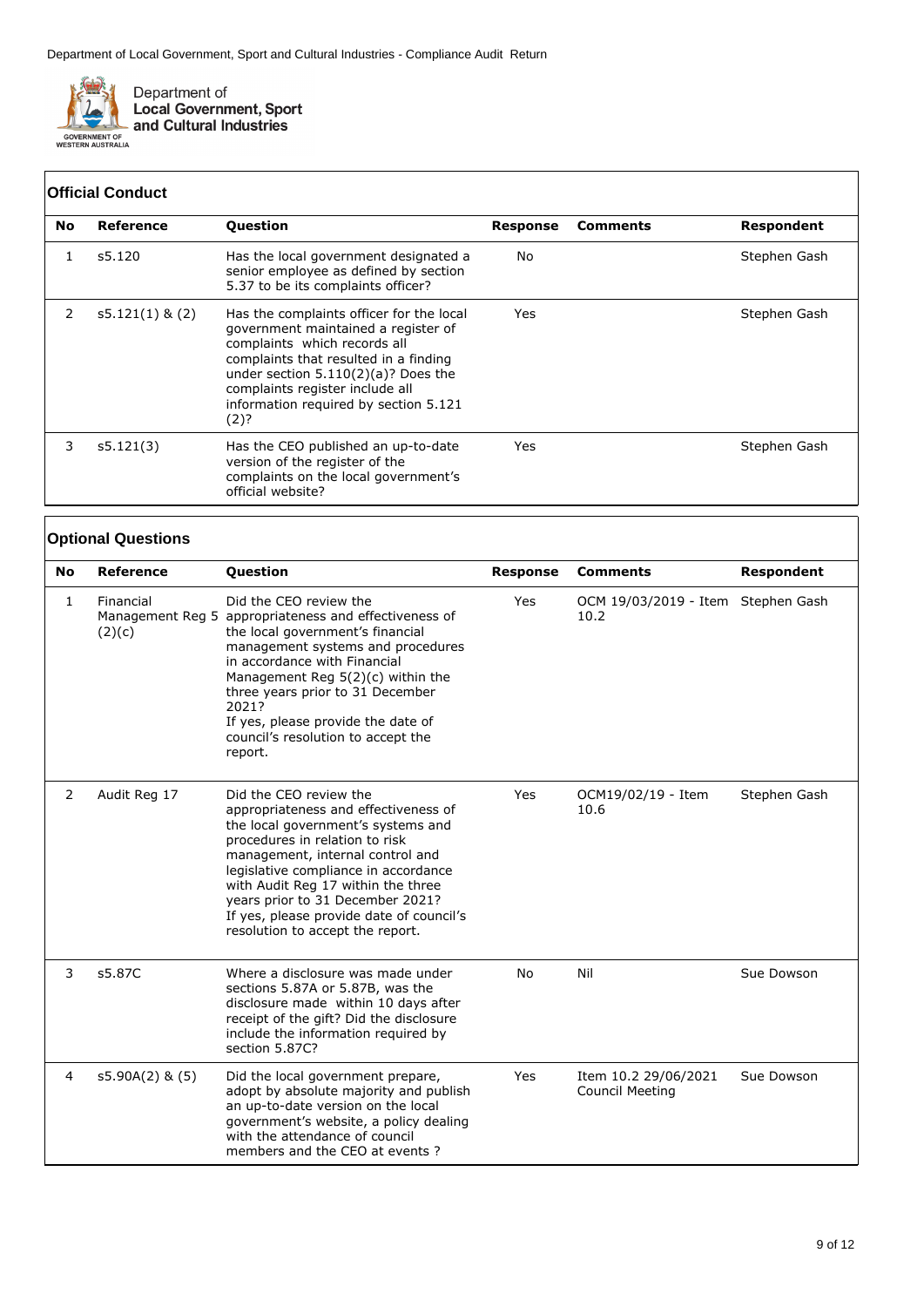## Official Conduct

| No | Reference | Question | Response | Comments | Respondent |
|---|---|---|---|---|---|
| 1 | s5.120 | Has the local government designated a senior employee as defined by section 5.37 to be its complaints officer? | No | | Stephen Gash |
| 2 | s5.121(1) & (2) | Has the complaints officer for the local government maintained a register of complaints which records all complaints that resulted in a finding under section 5.110(2)(a)? Does the complaints register include all information required by section 5.121 (2)? | Yes | | Stephen Gash |
| 3 | s5.121(3) | Has the CEO published an up-to-date version of the register of the complaints on the local government's official website? | Yes | | Stephen Gash |

## Optional Questions

| No | Reference | Question | Response | Comments | Respondent |
|---|---|---|---|---|---|
| 1 | Financial Management Reg 5 (2)(c) | Did the CEO review the appropriateness and effectiveness of the local government's financial management systems and procedures in accordance with Financial Management Reg 5(2)(c) within the three years prior to 31 December 2021? If yes, please provide the date of council's resolution to accept the report. | Yes | OCM 19/03/2019 - Item 10.2 | Stephen Gash |
| 2 | Audit Reg 17 | Did the CEO review the appropriateness and effectiveness of the local government's systems and procedures in relation to risk management, internal control and legislative compliance in accordance with Audit Reg 17 within the three years prior to 31 December 2021? If yes, please provide date of council's resolution to accept the report. | Yes | OCM19/02/19 - Item 10.6 | Stephen Gash |
| 3 | s5.87C | Where a disclosure was made under sections 5.87A or 5.87B, was the disclosure made within 10 days after receipt of the gift? Did the disclosure include the information required by section 5.87C? | No | Nil | Sue Dowson |
| 4 | s5.90A(2) & (5) | Did the local government prepare, adopt by absolute majority and publish an up-to-date version on the local government's website, a policy dealing with the attendance of council members and the CEO at events ? | Yes | Item 10.2 29/06/2021 Council Meeting | Sue Dowson |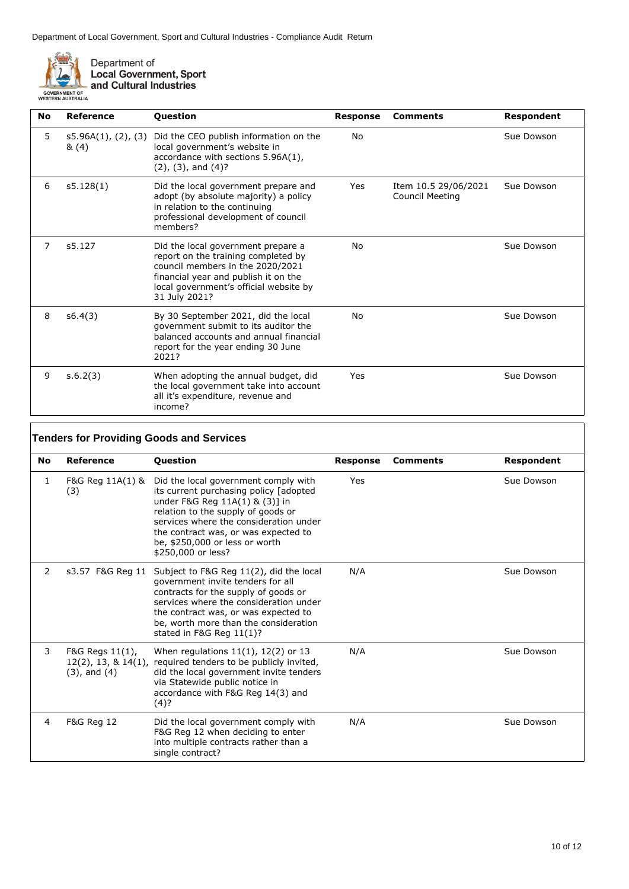| No | Reference | Question | Response | Comments | Respondent |
| --- | --- | --- | --- | --- | --- |
| 5 | s5.96A(1), (2), (3) & (4) | Did the CEO publish information on the local government's website in accordance with sections 5.96A(1), (2), (3), and (4)? | No | | Sue Dowson |
| 6 | s5.128(1) | Did the local government prepare and adopt (by absolute majority) a policy in relation to the continuing professional development of council members? | Yes | Item 10.5 29/06/2021 Council Meeting | Sue Dowson |
| 7 | s5.127 | Did the local government prepare a report on the training completed by council members in the 2020/2021 financial year and publish it on the local government's official website by 31 July 2021? | No | | Sue Dowson |
| 8 | s6.4(3) | By 30 September 2021, did the local government submit to its auditor the balanced accounts and annual financial report for the year ending 30 June 2021? | No | | Sue Dowson |
| 9 | s.6.2(3) | When adopting the annual budget, did the local government take into account all it's expenditure, revenue and income? | Yes | | Sue Dowson |

## Tenders for Providing Goods and Services

| No | Reference | Question | Response | Comments | Respondent |
| --- | --- | --- | --- | --- | --- |
| 1 | F&G Reg 11A(1) & (3) | Did the local government comply with its current purchasing policy [adopted under F&G Reg 11A(1) & (3)] in relation to the supply of goods or services where the consideration under the contract was, or was expected to be, $250,000 or less or worth $250,000 or less? | Yes | | Sue Dowson |
| 2 | s3.57 F&G Reg 11 | Subject to F&G Reg 11(2), did the local government invite tenders for all contracts for the supply of goods or services where the consideration under the contract was, or was expected to be, worth more than the consideration stated in F&G Reg 11(1)? | N/A | | Sue Dowson |
| 3 | F&G Regs 11(1), 12(2), 13, & 14(1), (3), and (4) | When regulations 11(1), 12(2) or 13 required tenders to be publicly invited, did the local government invite tenders via Statewide public notice in accordance with F&G Reg 14(3) and (4)? | N/A | | Sue Dowson |
| 4 | F&G Reg 12 | Did the local government comply with F&G Reg 12 when deciding to enter into multiple contracts rather than a single contract? | N/A | | Sue Dowson |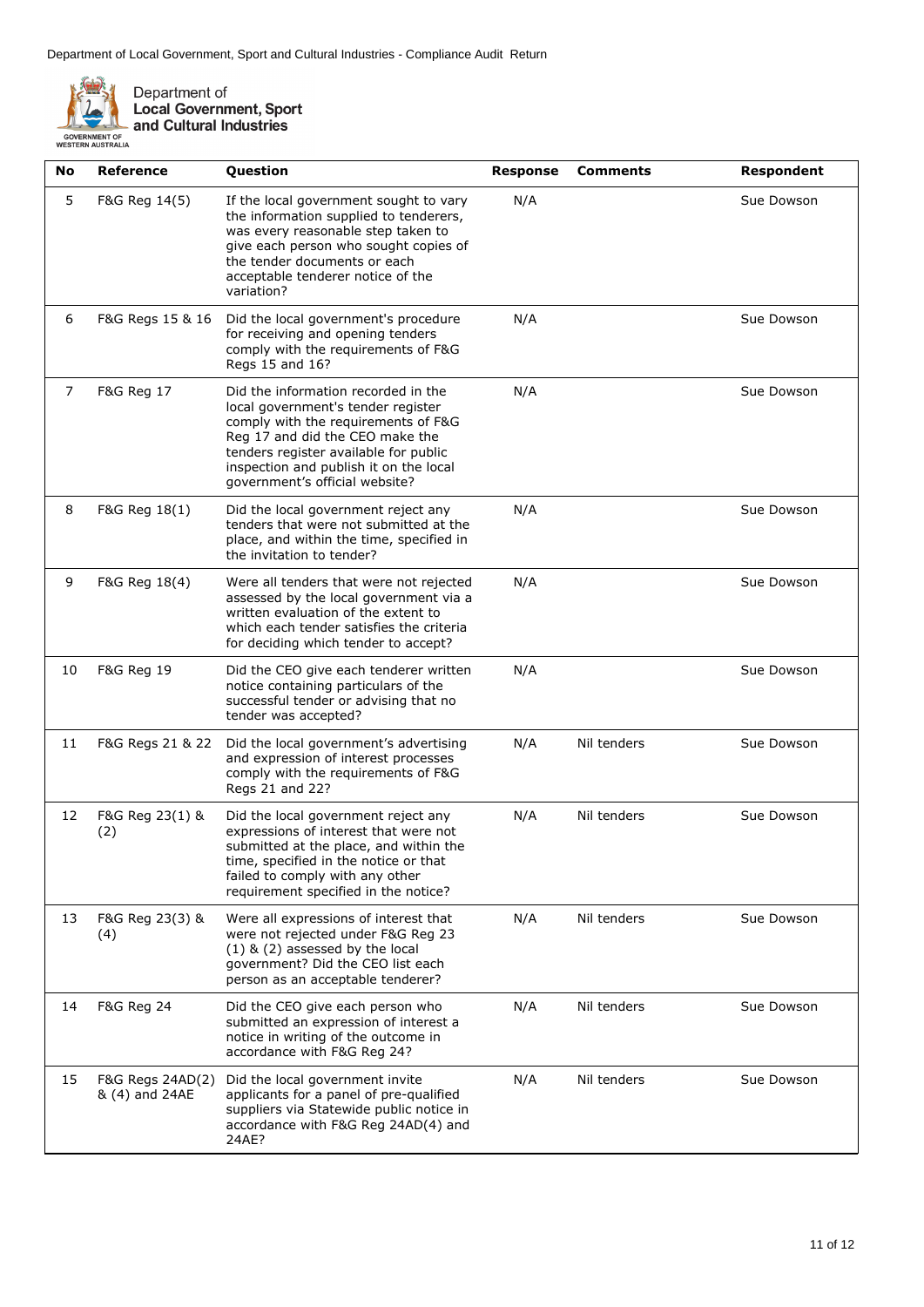| No | Reference | Question | Response | Comments | Respondent |
|---|---|---|---|---|---|
| 5 | F&G Reg 14(5) | If the local government sought to vary the information supplied to tenderers, was every reasonable step taken to give each person who sought copies of the tender documents or each acceptable tenderer notice of the variation? | N/A | | Sue Dowson |
| 6 | F&G Regs 15 & 16 | Did the local government's procedure for receiving and opening tenders comply with the requirements of F&G Regs 15 and 16? | N/A | | Sue Dowson |
| 7 | F&G Reg 17 | Did the information recorded in the local government's tender register comply with the requirements of F&G Reg 17 and did the CEO make the tenders register available for public inspection and publish it on the local government's official website? | N/A | | Sue Dowson |
| 8 | F&G Reg 18(1) | Did the local government reject any tenders that were not submitted at the place, and within the time, specified in the invitation to tender? | N/A | | Sue Dowson |
| 9 | F&G Reg 18(4) | Were all tenders that were not rejected assessed by the local government via a written evaluation of the extent to which each tender satisfies the criteria for deciding which tender to accept? | N/A | | Sue Dowson |
| 10 | F&G Reg 19 | Did the CEO give each tenderer written notice containing particulars of the successful tender or advising that no tender was accepted? | N/A | | Sue Dowson |
| 11 | F&G Regs 21 & 22 | Did the local government's advertising and expression of interest processes comply with the requirements of F&G Regs 21 and 22? | N/A | Nil tenders | Sue Dowson |
| 12 | F&G Reg 23(1) & (2) | Did the local government reject any expressions of interest that were not submitted at the place, and within the time, specified in the notice or that failed to comply with any other requirement specified in the notice? | N/A | Nil tenders | Sue Dowson |
| 13 | F&G Reg 23(3) & (4) | Were all expressions of interest that were not rejected under F&G Reg 23 (1) & (2) assessed by the local government? Did the CEO list each person as an acceptable tenderer? | N/A | Nil tenders | Sue Dowson |
| 14 | F&G Reg 24 | Did the CEO give each person who submitted an expression of interest a notice in writing of the outcome in accordance with F&G Reg 24? | N/A | Nil tenders | Sue Dowson |
| 15 | F&G Regs 24AD(2) & (4) and 24AE | Did the local government invite applicants for a panel of pre-qualified suppliers via Statewide public notice in accordance with F&G Reg 24AD(4) and 24AE? | N/A | Nil tenders | Sue Dowson |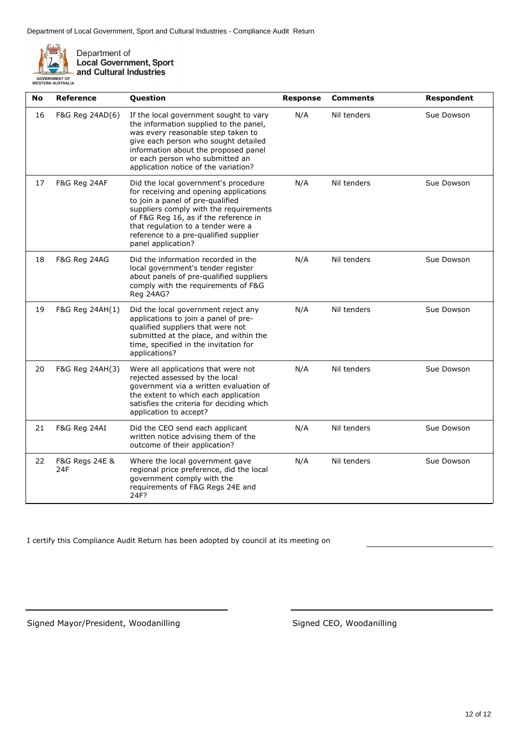| No | Reference | Question | Response | Comments | Respondent |
|---|---|---|---|---|---|
| 16 | F&G Reg 24AD(6) | If the local government sought to vary the information supplied to the panel, was every reasonable step taken to give each person who sought detailed information about the proposed panel or each person who submitted an application notice of the variation? | N/A | Nil tenders | Sue Dowson |
| 17 | F&G Reg 24AF | Did the local government's procedure for receiving and opening applications to join a panel of pre-qualified suppliers comply with the requirements of F&G Reg 16, as if the reference in that regulation to a tender were a reference to a pre-qualified supplier panel application? | N/A | Nil tenders | Sue Dowson |
| 18 | F&G Reg 24AG | Did the information recorded in the local government's tender register about panels of pre-qualified suppliers comply with the requirements of F&G Reg 24AG? | N/A | Nil tenders | Sue Dowson |
| 19 | F&G Reg 24AH(1) | Did the local government reject any applications to join a panel of pre-qualified suppliers that were not submitted at the place, and within the time, specified in the invitation for applications? | N/A | Nil tenders | Sue Dowson |
| 20 | F&G Reg 24AH(3) | Were all applications that were not rejected assessed by the local government via a written evaluation of the extent to which each application satisfies the criteria for deciding which application to accept? | N/A | Nil tenders | Sue Dowson |
| 21 | F&G Reg 24AI | Did the CEO send each applicant written notice advising them of the outcome of their application? | N/A | Nil tenders | Sue Dowson |
| 22 | F&G Regs 24E & 24F | Where the local government gave regional price preference, did the local government comply with the requirements of F&G Regs 24E and 24F? | N/A | Nil tenders | Sue Dowson |

I certify this Compliance Audit Return has been adopted by council at its meeting on ______________________

______________________________
Signed Mayor/President, Woodanilling

______________________________
Signed CEO, Woodanilling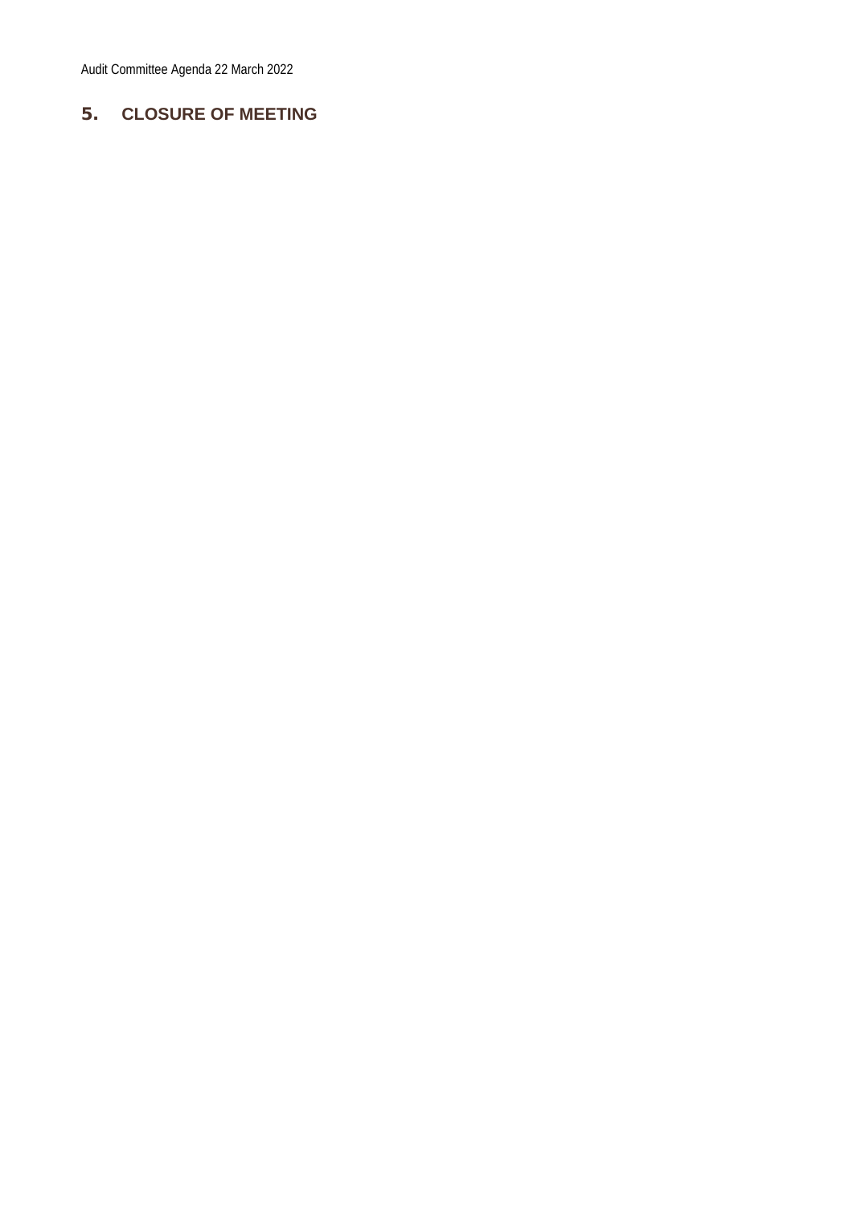## 5. CLOSURE OF MEETING